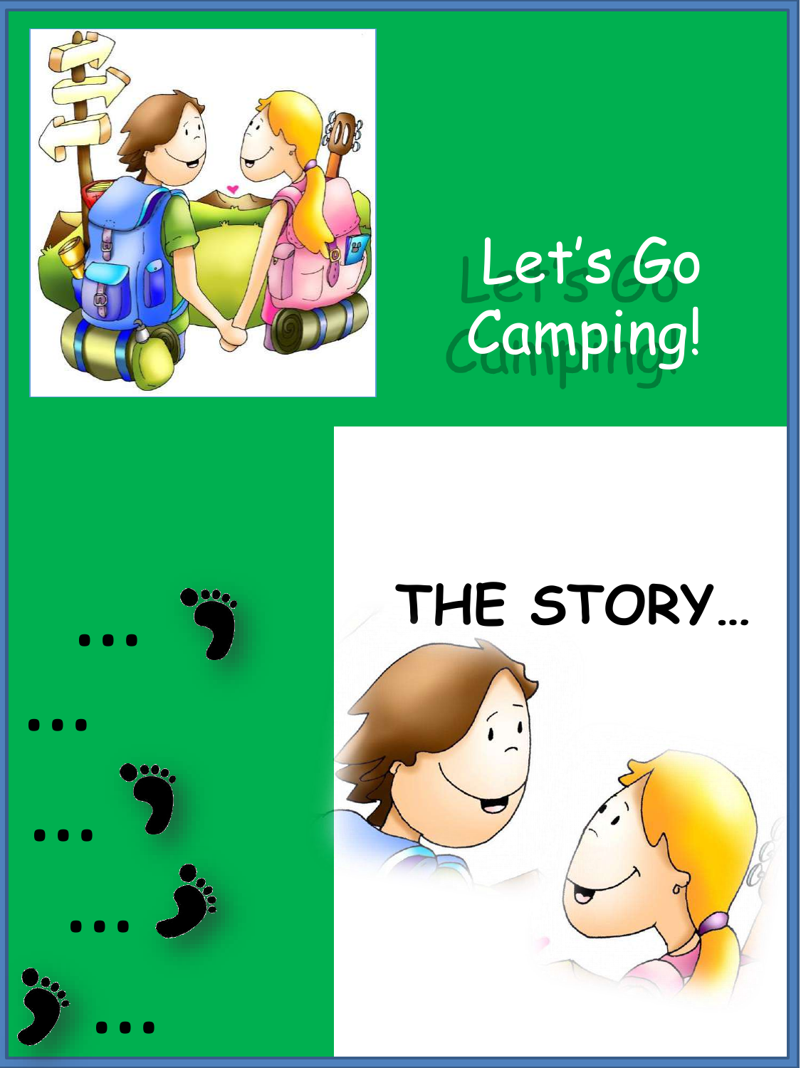# Let's Go Camping!

## THE STORY…

… … … … …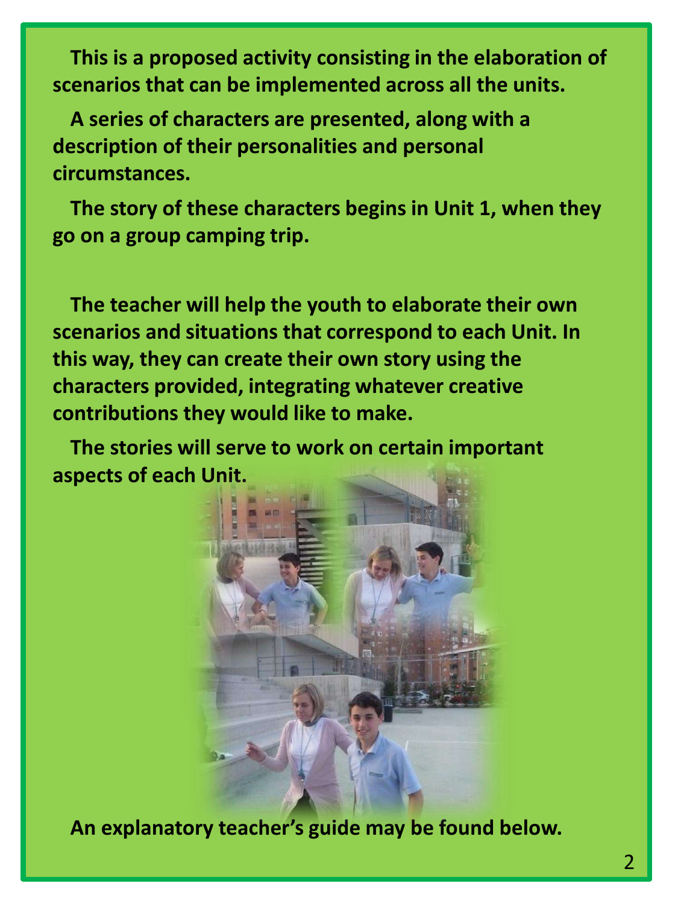**This is a proposed activity consisting in the elaboration of scenarios that can be implemented across all the units.**

**A series of characters are presented, along with a description of their personalities and personal circumstances.**

**The story of these characters begins in Unit 1, when they go on a group camping trip.**

**The teacher will help the youth to elaborate their own scenarios and situations that correspond to each Unit. In this way, they can create their own story using the characters provided, integrating whatever creative contributions they would like to make.**

**The stories will serve to work on certain important aspects of each Unit.**

**An explanatory teacher's guide may be found below.**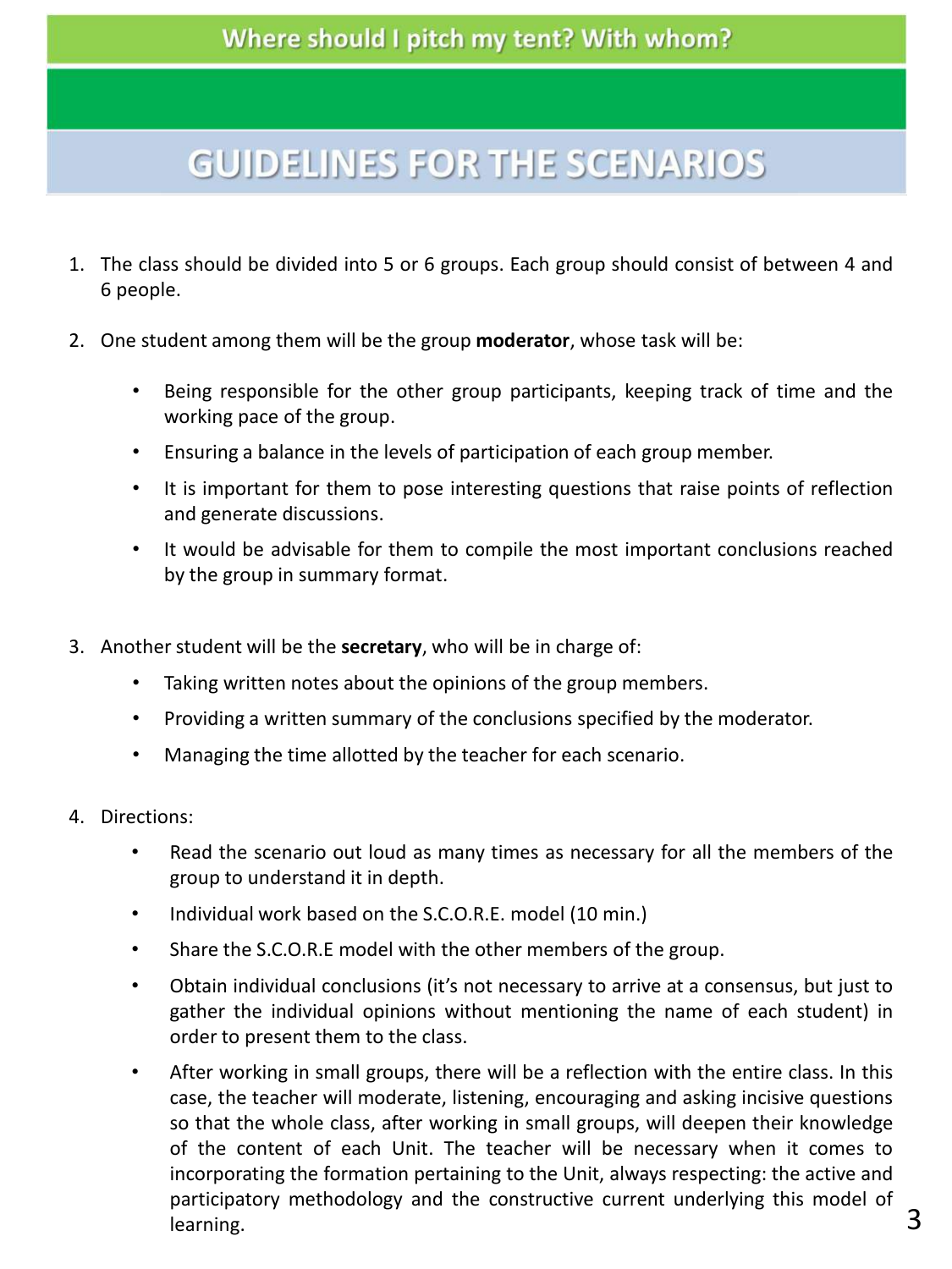Where should I pitch my tent? With whom?

# GUIDELINES FOR THE SCENARIOS

1. The class should be divided into 5 or 6 groups. Each group should consist of between 4 and 6 people.

2. One student among them will be the group **moderator**, whose task will be:

    - Being responsible for the other group participants, keeping track of time and the working pace of the group.
    - Ensuring a balance in the levels of participation of each group member.
    - It is important for them to pose interesting questions that raise points of reflection and generate discussions.
    - It would be advisable for them to compile the most important conclusions reached by the group in summary format.

3. Another student will be the **secretary**, who will be in charge of:

    - Taking written notes about the opinions of the group members.
    - Providing a written summary of the conclusions specified by the moderator.
    - Managing the time allotted by the teacher for each scenario.

4. Directions:

    - Read the scenario out loud as many times as necessary for all the members of the group to understand it in depth.
    - Individual work based on the S.C.O.R.E. model (10 min.)
    - Share the S.C.O.R.E model with the other members of the group.
    - Obtain individual conclusions (it's not necessary to arrive at a consensus, but just to gather the individual opinions without mentioning the name of each student) in order to present them to the class.
    - After working in small groups, there will be a reflection with the entire class. In this case, the teacher will moderate, listening, encouraging and asking incisive questions so that the whole class, after working in small groups, will deepen their knowledge of the content of each Unit. The teacher will be necessary when it comes to incorporating the formation pertaining to the Unit, always respecting: the active and participatory methodology and the constructive current underlying this model of learning.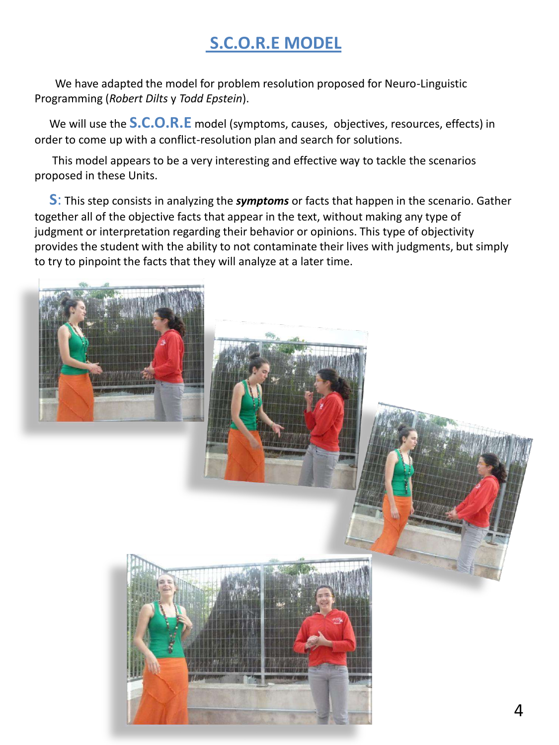# S.C.O.R.E MODEL

We have adapted the model for problem resolution proposed for Neuro-Linguistic Programming (*Robert Dilts* y *Todd Epstein*).

We will use the **S.C.O.R.E** model (symptoms, causes, objectives, resources, effects) in order to come up with a conflict-resolution plan and search for solutions.

This model appears to be a very interesting and effective way to tackle the scenarios proposed in these Units.

**S**: This step consists in analyzing the ***symptoms*** or facts that happen in the scenario. Gather together all of the objective facts that appear in the text, without making any type of judgment or interpretation regarding their behavior or opinions. This type of objectivity provides the student with the ability to not contaminate their lives with judgments, but simply to try to pinpoint the facts that they will analyze at a later time.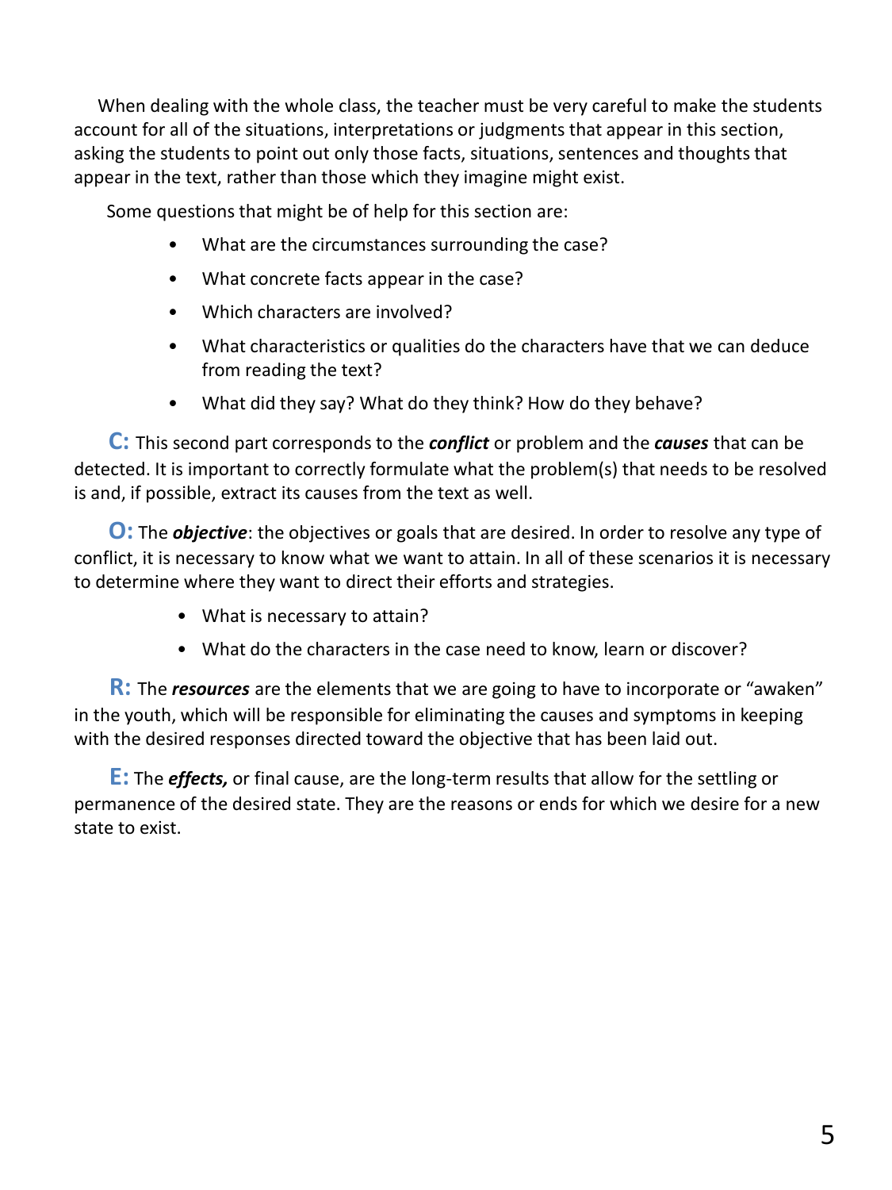When dealing with the whole class, the teacher must be very careful to make the students account for all of the situations, interpretations or judgments that appear in this section, asking the students to point out only those facts, situations, sentences and thoughts that appear in the text, rather than those which they imagine might exist.

Some questions that might be of help for this section are:

- What are the circumstances surrounding the case?
- What concrete facts appear in the case?
- Which characters are involved?
- What characteristics or qualities do the characters have that we can deduce from reading the text?
- What did they say? What do they think? How do they behave?

**C:** This second part corresponds to the ***conflict*** or problem and the ***causes*** that can be detected. It is important to correctly formulate what the problem(s) that needs to be resolved is and, if possible, extract its causes from the text as well.

**O:** The ***objective***: the objectives or goals that are desired. In order to resolve any type of conflict, it is necessary to know what we want to attain. In all of these scenarios it is necessary to determine where they want to direct their efforts and strategies.

- What is necessary to attain?
- What do the characters in the case need to know, learn or discover?

**R:** The ***resources*** are the elements that we are going to have to incorporate or "awaken" in the youth, which will be responsible for eliminating the causes and symptoms in keeping with the desired responses directed toward the objective that has been laid out.

**E:** The ***effects,*** or final cause, are the long-term results that allow for the settling or permanence of the desired state. They are the reasons or ends for which we desire for a new state to exist.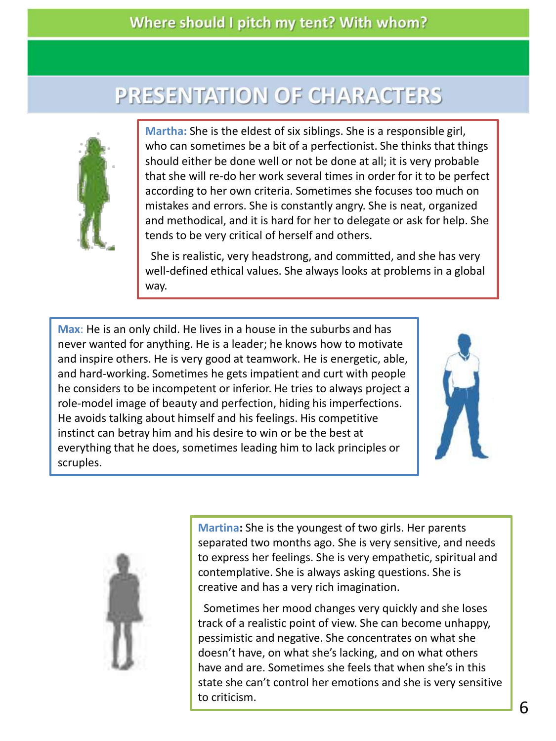Where should I pitch my tent? With whom?

# PRESENTATION OF CHARACTERS

**Martha:** She is the eldest of six siblings. She is a responsible girl, who can sometimes be a bit of a perfectionist. She thinks that things should either be done well or not be done at all; it is very probable that she will re-do her work several times in order for it to be perfect according to her own criteria. Sometimes she focuses too much on mistakes and errors. She is constantly angry. She is neat, organized and methodical, and it is hard for her to delegate or ask for help. She tends to be very critical of herself and others.

She is realistic, very headstrong, and committed, and she has very well-defined ethical values. She always looks at problems in a global way.

**Max**: He is an only child. He lives in a house in the suburbs and has never wanted for anything. He is a leader; he knows how to motivate and inspire others. He is very good at teamwork. He is energetic, able, and hard-working. Sometimes he gets impatient and curt with people he considers to be incompetent or inferior. He tries to always project a role-model image of beauty and perfection, hiding his imperfections. He avoids talking about himself and his feelings. His competitive instinct can betray him and his desire to win or be the best at everything that he does, sometimes leading him to lack principles or scruples.

**Martina:** She is the youngest of two girls. Her parents separated two months ago. She is very sensitive, and needs to express her feelings. She is very empathetic, spiritual and contemplative. She is always asking questions. She is creative and has a very rich imagination.

Sometimes her mood changes very quickly and she loses track of a realistic point of view. She can become unhappy, pessimistic and negative. She concentrates on what she doesn't have, on what she's lacking, and on what others have and are. Sometimes she feels that when she's in this state she can't control her emotions and she is very sensitive to criticism.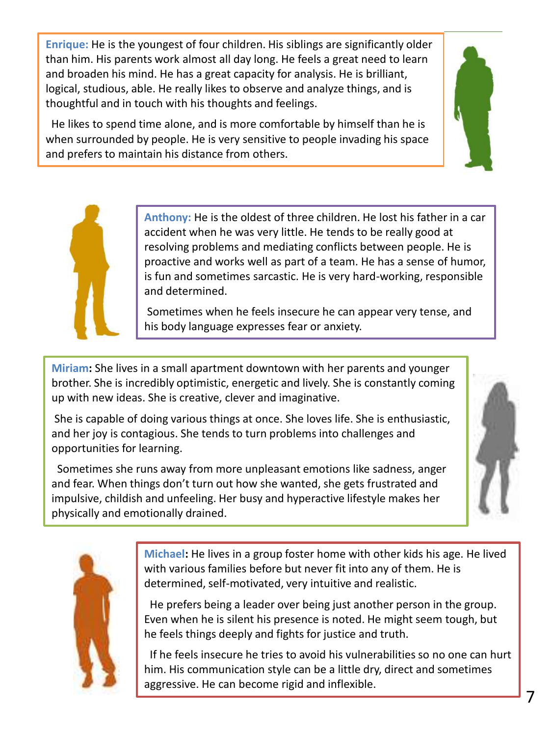**Enrique:** He is the youngest of four children. His siblings are significantly older than him. His parents work almost all day long. He feels a great need to learn and broaden his mind. He has a great capacity for analysis. He is brilliant, logical, studious, able. He really likes to observe and analyze things, and is thoughtful and in touch with his thoughts and feelings.

He likes to spend time alone, and is more comfortable by himself than he is when surrounded by people. He is very sensitive to people invading his space and prefers to maintain his distance from others.

**Anthony:** He is the oldest of three children. He lost his father in a car accident when he was very little. He tends to be really good at resolving problems and mediating conflicts between people. He is proactive and works well as part of a team. He has a sense of humor, is fun and sometimes sarcastic. He is very hard-working, responsible and determined.

Sometimes when he feels insecure he can appear very tense, and his body language expresses fear or anxiety.

**Miriam:** She lives in a small apartment downtown with her parents and younger brother. She is incredibly optimistic, energetic and lively. She is constantly coming up with new ideas. She is creative, clever and imaginative.

She is capable of doing various things at once. She loves life. She is enthusiastic, and her joy is contagious. She tends to turn problems into challenges and opportunities for learning.

Sometimes she runs away from more unpleasant emotions like sadness, anger and fear. When things don't turn out how she wanted, she gets frustrated and impulsive, childish and unfeeling. Her busy and hyperactive lifestyle makes her physically and emotionally drained.

**Michael:** He lives in a group foster home with other kids his age. He lived with various families before but never fit into any of them. He is determined, self-motivated, very intuitive and realistic.

He prefers being a leader over being just another person in the group. Even when he is silent his presence is noted. He might seem tough, but he feels things deeply and fights for justice and truth.

If he feels insecure he tries to avoid his vulnerabilities so no one can hurt him. His communication style can be a little dry, direct and sometimes aggressive. He can become rigid and inflexible.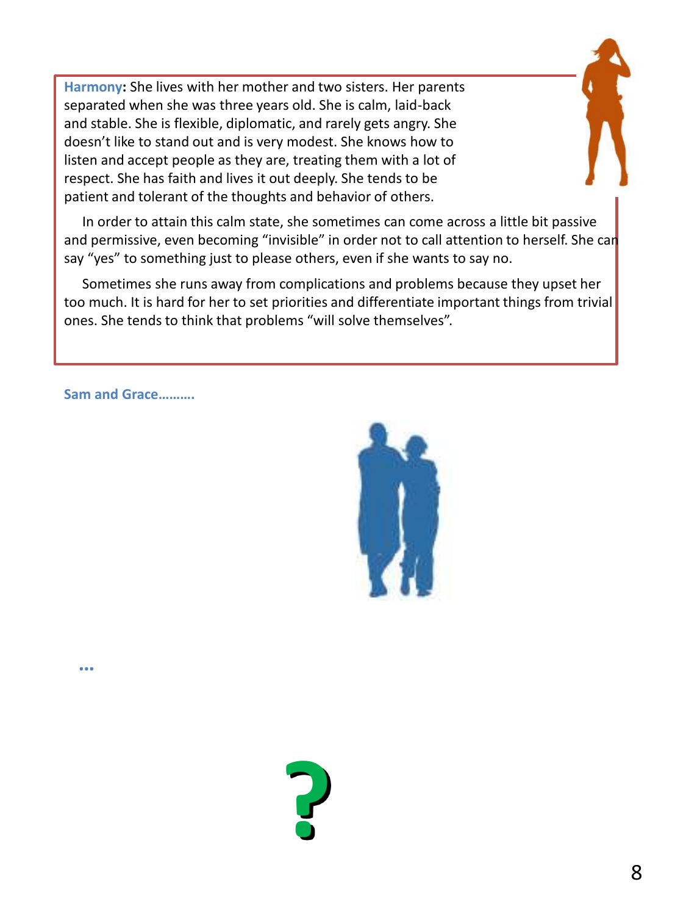**Harmony:** She lives with her mother and two sisters. Her parents separated when she was three years old. She is calm, laid-back and stable. She is flexible, diplomatic, and rarely gets angry. She doesn't like to stand out and is very modest. She knows how to listen and accept people as they are, treating them with a lot of respect. She has faith and lives it out deeply. She tends to be patient and tolerant of the thoughts and behavior of others.

In order to attain this calm state, she sometimes can come across a little bit passive and permissive, even becoming "invisible" in order not to call attention to herself. She can say "yes" to something just to please others, even if she wants to say no.

Sometimes she runs away from complications and problems because they upset her too much. It is hard for her to set priorities and differentiate important things from trivial ones. She tends to think that problems "will solve themselves".

**Sam and Grace……….**

**…**

?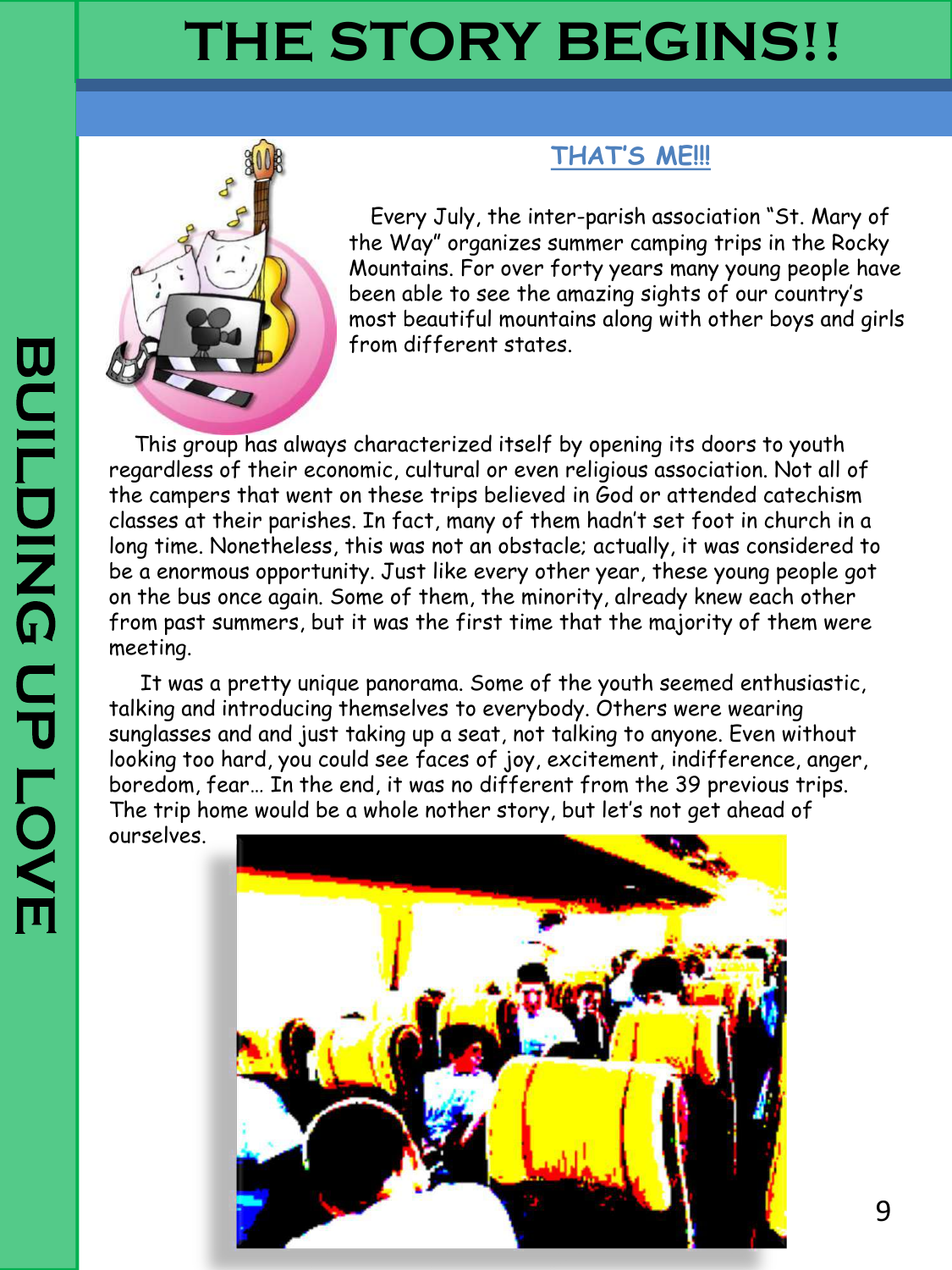# THE STORY BEGINS!!

## THAT'S ME!!!

Every July, the inter-parish association "St. Mary of the Way" organizes summer camping trips in the Rocky Mountains. For over forty years many young people have been able to see the amazing sights of our country's most beautiful mountains along with other boys and girls from different states.

This group has always characterized itself by opening its doors to youth regardless of their economic, cultural or even religious association. Not all of the campers that went on these trips believed in God or attended catechism classes at their parishes. In fact, many of them hadn't set foot in church in a long time. Nonetheless, this was not an obstacle; actually, it was considered to be a enormous opportunity. Just like every other year, these young people got on the bus once again. Some of them, the minority, already knew each other from past summers, but it was the first time that the majority of them were meeting.

It was a pretty unique panorama. Some of the youth seemed enthusiastic, talking and introducing themselves to everybody. Others were wearing sunglasses and and just taking up a seat, not talking to anyone. Even without looking too hard, you could see faces of joy, excitement, indifference, anger, boredom, fear… In the end, it was no different from the 39 previous trips. The trip home would be a whole nother story, but let's not get ahead of ourselves.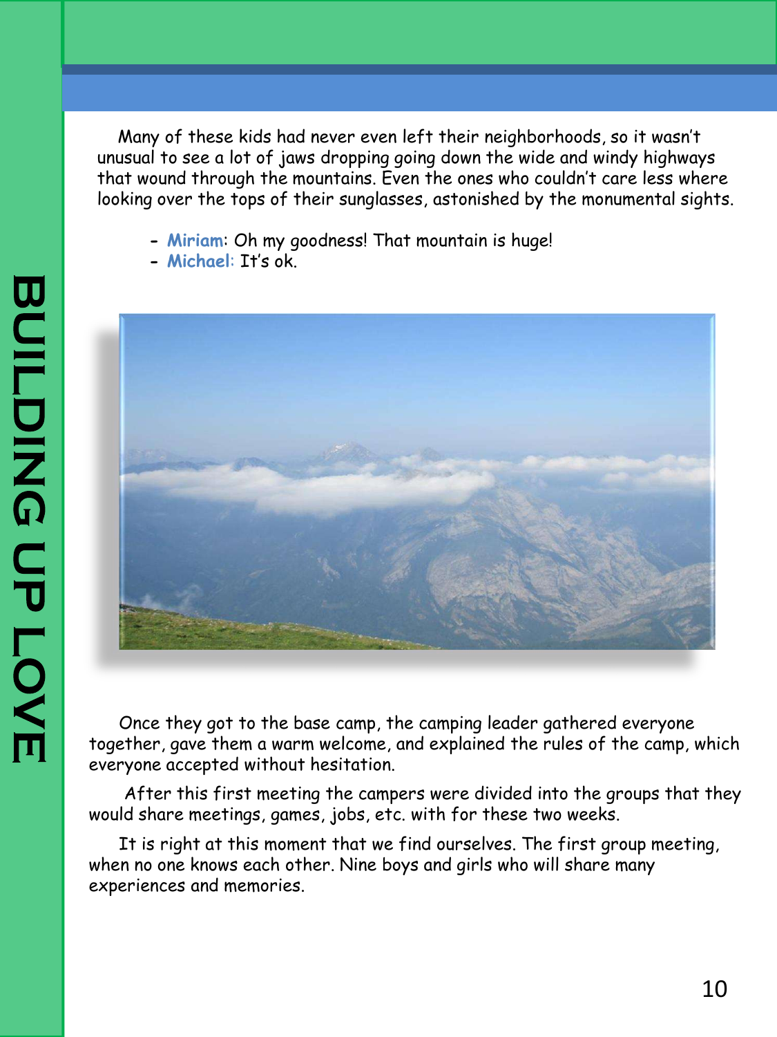Many of these kids had never even left their neighborhoods, so it wasn't unusual to see a lot of jaws dropping going down the wide and windy highways that wound through the mountains. Even the ones who couldn't care less where looking over the tops of their sunglasses, astonished by the monumental sights.

- **Miriam**: Oh my goodness! That mountain is huge!
- **Michael:** It's ok.

Once they got to the base camp, the camping leader gathered everyone together, gave them a warm welcome, and explained the rules of the camp, which everyone accepted without hesitation.

After this first meeting the campers were divided into the groups that they would share meetings, games, jobs, etc. with for these two weeks.

It is right at this moment that we find ourselves. The first group meeting, when no one knows each other. Nine boys and girls who will share many experiences and memories.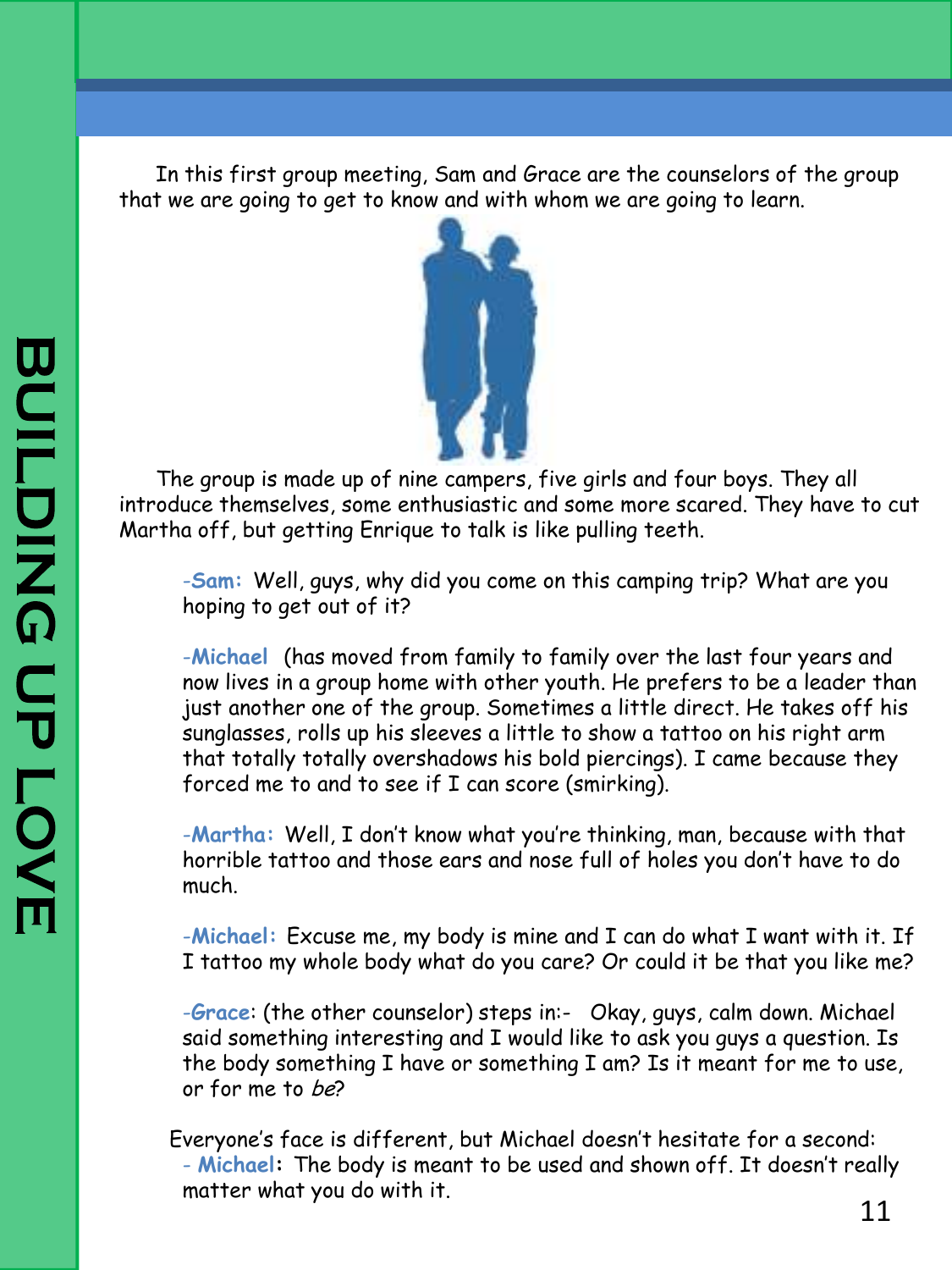In this first group meeting, Sam and Grace are the counselors of the group that we are going to get to know and with whom we are going to learn.

The group is made up of nine campers, five girls and four boys. They all introduce themselves, some enthusiastic and some more scared. They have to cut Martha off, but getting Enrique to talk is like pulling teeth.

-**Sam:** Well, guys, why did you come on this camping trip? What are you hoping to get out of it?

-**Michael** (has moved from family to family over the last four years and now lives in a group home with other youth. He prefers to be a leader than just another one of the group. Sometimes a little direct. He takes off his sunglasses, rolls up his sleeves a little to show a tattoo on his right arm that totally totally overshadows his bold piercings). I came because they forced me to and to see if I can score (smirking).

-**Martha:** Well, I don't know what you're thinking, man, because with that horrible tattoo and those ears and nose full of holes you don't have to do much.

-**Michael:** Excuse me, my body is mine and I can do what I want with it. If I tattoo my whole body what do you care? Or could it be that you like me?

-**Grace**: (the other counselor) steps in:- Okay, guys, calm down. Michael said something interesting and I would like to ask you guys a question. Is the body something I have or something I am? Is it meant for me to use, or for me to *be*?

Everyone's face is different, but Michael doesn't hesitate for a second:

- **Michael:** The body is meant to be used and shown off. It doesn't really matter what you do with it.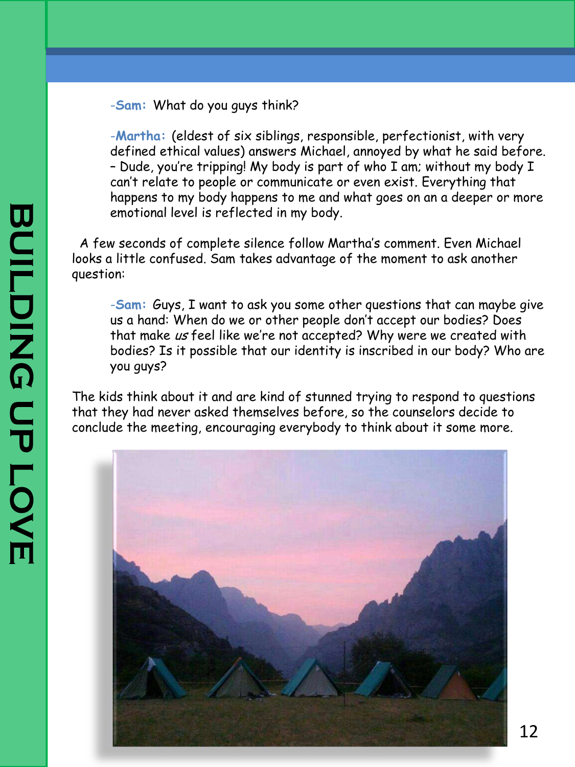-**Sam:** What do you guys think?

-**Martha:** (eldest of six siblings, responsible, perfectionist, with very defined ethical values) answers Michael, annoyed by what he said before. – Dude, you're tripping! My body is part of who I am; without my body I can't relate to people or communicate or even exist. Everything that happens to my body happens to me and what goes on an a deeper or more emotional level is reflected in my body.

A few seconds of complete silence follow Martha's comment. Even Michael looks a little confused. Sam takes advantage of the moment to ask another question:

-**Sam:** Guys, I want to ask you some other questions that can maybe give us a hand: When do we or other people don't accept our bodies? Does that make *us* feel like we're not accepted? Why were we created with bodies? Is it possible that our identity is inscribed in our body? Who are you guys?

The kids think about it and are kind of stunned trying to respond to questions that they had never asked themselves before, so the counselors decide to conclude the meeting, encouraging everybody to think about it some more.